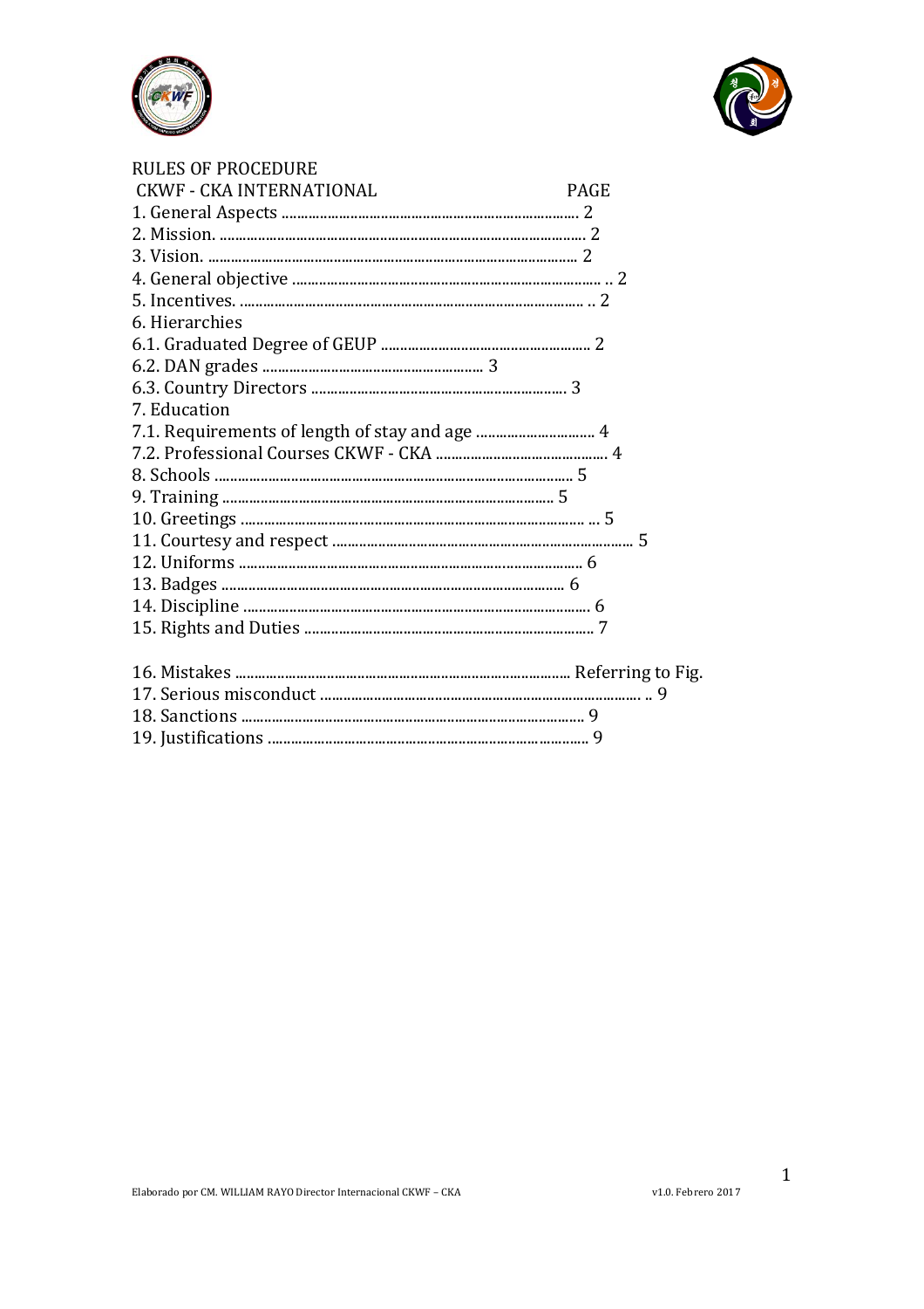# RULES OF PROCEDURE

| CKWF - CKA INTERNATIONAL | PAGE |
|---|---|
| 1. General Aspects | 2 |
| 2. Mission. | 2 |
| 3. Vision. | 2 |
| 4. General objective | 2 |
| 5. Incentives. | 2 |
| 6. Hierarchies | |
| 6.1. Graduated Degree of GEUP | 2 |
| 6.2. DAN grades | 3 |
| 6.3. Country Directors | 3 |
| 7. Education | |
| 7.1. Requirements of length of stay and age | 4 |
| 7.2. Professional Courses CKWF - CKA | 4 |
| 8. Schools | 5 |
| 9. Training | 5 |
| 10. Greetings | 5 |
| 11. Courtesy and respect | 5 |
| 12. Uniforms | 6 |
| 13. Badges | 6 |
| 14. Discipline | 6 |
| 15. Rights and Duties | 7 |
| 16. Mistakes | Referring to Fig. |
| 17. Serious misconduct | 9 |
| 18. Sanctions | 9 |
| 19. Justifications | 9 |

Elaborado por CM. WILLIAM RAYO Director Internacional CKWF – CKA v1.0. Febrero 2017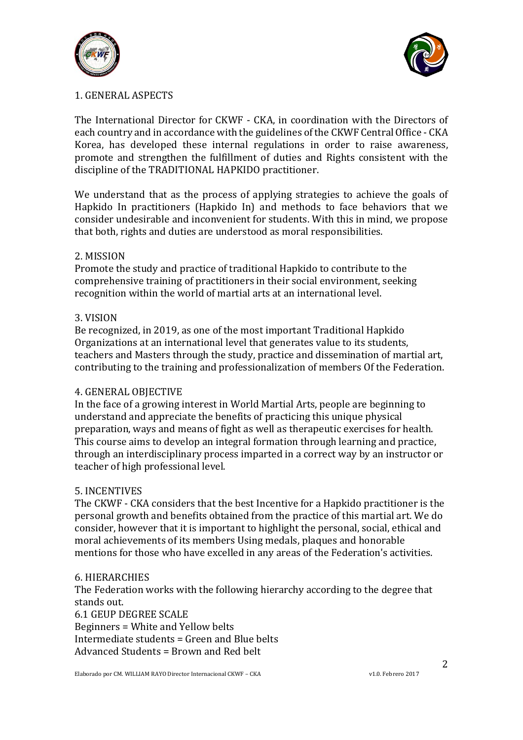## 1. GENERAL ASPECTS

The International Director for CKWF - CKA, in coordination with the Directors of each country and in accordance with the guidelines of the CKWF Central Office - CKA Korea, has developed these internal regulations in order to raise awareness, promote and strengthen the fulfillment of duties and Rights consistent with the discipline of the TRADITIONAL HAPKIDO practitioner.

We understand that as the process of applying strategies to achieve the goals of Hapkido In practitioners (Hapkido In) and methods to face behaviors that we consider undesirable and inconvenient for students. With this in mind, we propose that both, rights and duties are understood as moral responsibilities.

## 2. MISSION

Promote the study and practice of traditional Hapkido to contribute to the comprehensive training of practitioners in their social environment, seeking recognition within the world of martial arts at an international level.

## 3. VISION

Be recognized, in 2019, as one of the most important Traditional Hapkido Organizations at an international level that generates value to its students, teachers and Masters through the study, practice and dissemination of martial art, contributing to the training and professionalization of members Of the Federation.

## 4. GENERAL OBJECTIVE

In the face of a growing interest in World Martial Arts, people are beginning to understand and appreciate the benefits of practicing this unique physical preparation, ways and means of fight as well as therapeutic exercises for health. This course aims to develop an integral formation through learning and practice, through an interdisciplinary process imparted in a correct way by an instructor or teacher of high professional level.

## 5. INCENTIVES

The CKWF - CKA considers that the best Incentive for a Hapkido practitioner is the personal growth and benefits obtained from the practice of this martial art. We do consider, however that it is important to highlight the personal, social, ethical and moral achievements of its members Using medals, plaques and honorable mentions for those who have excelled in any areas of the Federation's activities.

## 6. HIERARCHIES

The Federation works with the following hierarchy according to the degree that stands out.

### 6.1 GEUP DEGREE SCALE

Beginners = White and Yellow belts
Intermediate students = Green and Blue belts
Advanced Students = Brown and Red belt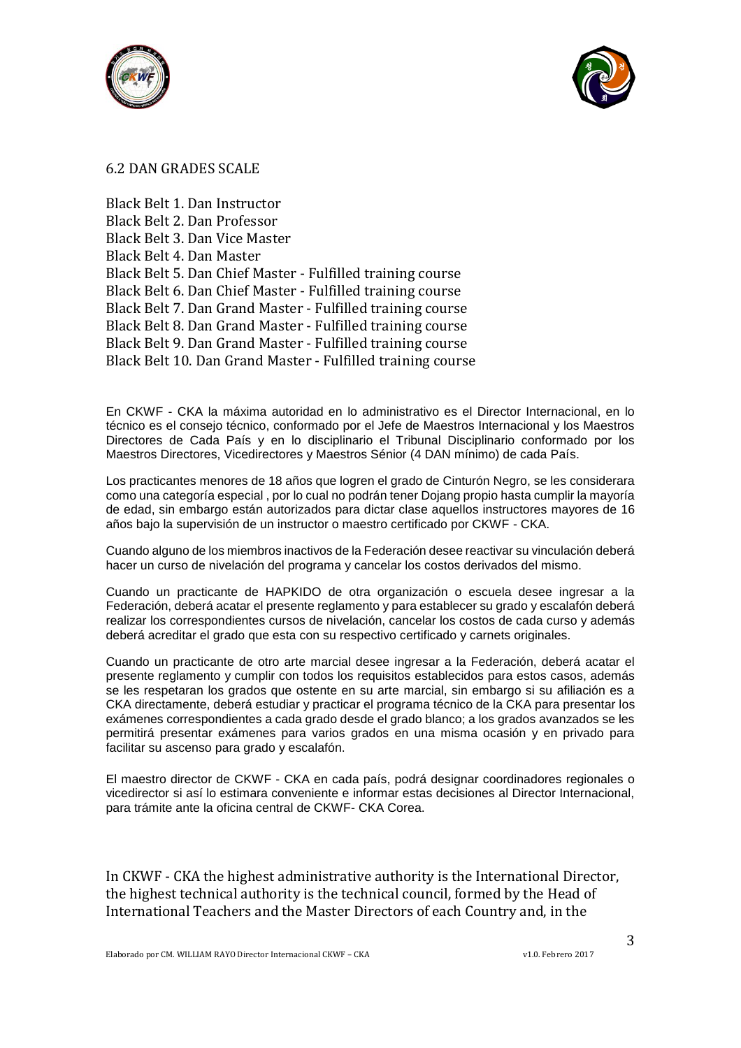## 6.2 DAN GRADES SCALE

Black Belt 1. Dan Instructor
Black Belt 2. Dan Professor
Black Belt 3. Dan Vice Master
Black Belt 4. Dan Master
Black Belt 5. Dan Chief Master - Fulfilled training course
Black Belt 6. Dan Chief Master - Fulfilled training course
Black Belt 7. Dan Grand Master - Fulfilled training course
Black Belt 8. Dan Grand Master - Fulfilled training course
Black Belt 9. Dan Grand Master - Fulfilled training course
Black Belt 10. Dan Grand Master - Fulfilled training course

En CKWF - CKA la máxima autoridad en lo administrativo es el Director Internacional, en lo técnico es el consejo técnico, conformado por el Jefe de Maestros Internacional y los Maestros Directores de Cada País y en lo disciplinario el Tribunal Disciplinario conformado por los Maestros Directores, Vicedirectores y Maestros Sénior (4 DAN mínimo) de cada País.

Los practicantes menores de 18 años que logren el grado de Cinturón Negro, se les considerara como una categoría especial , por lo cual no podrán tener Dojang propio hasta cumplir la mayoría de edad, sin embargo están autorizados para dictar clase aquellos instructores mayores de 16 años bajo la supervisión de un instructor o maestro certificado por CKWF - CKA.

Cuando alguno de los miembros inactivos de la Federación desee reactivar su vinculación deberá hacer un curso de nivelación del programa y cancelar los costos derivados del mismo.

Cuando un practicante de HAPKIDO de otra organización o escuela desee ingresar a la Federación, deberá acatar el presente reglamento y para establecer su grado y escalafón deberá realizar los correspondientes cursos de nivelación, cancelar los costos de cada curso y además deberá acreditar el grado que esta con su respectivo certificado y carnets originales.

Cuando un practicante de otro arte marcial desee ingresar a la Federación, deberá acatar el presente reglamento y cumplir con todos los requisitos establecidos para estos casos, además se les respetaran los grados que ostente en su arte marcial, sin embargo si su afiliación es a CKA directamente, deberá estudiar y practicar el programa técnico de la CKA para presentar los exámenes correspondientes a cada grado desde el grado blanco; a los grados avanzados se les permitirá presentar exámenes para varios grados en una misma ocasión y en privado para facilitar su ascenso para grado y escalafón.

El maestro director de CKWF - CKA en cada país, podrá designar coordinadores regionales o vicedirector si así lo estimara conveniente e informar estas decisiones al Director Internacional, para trámite ante la oficina central de CKWF- CKA Corea.

In CKWF - CKA the highest administrative authority is the International Director, the highest technical authority is the technical council, formed by the Head of International Teachers and the Master Directors of each Country and, in the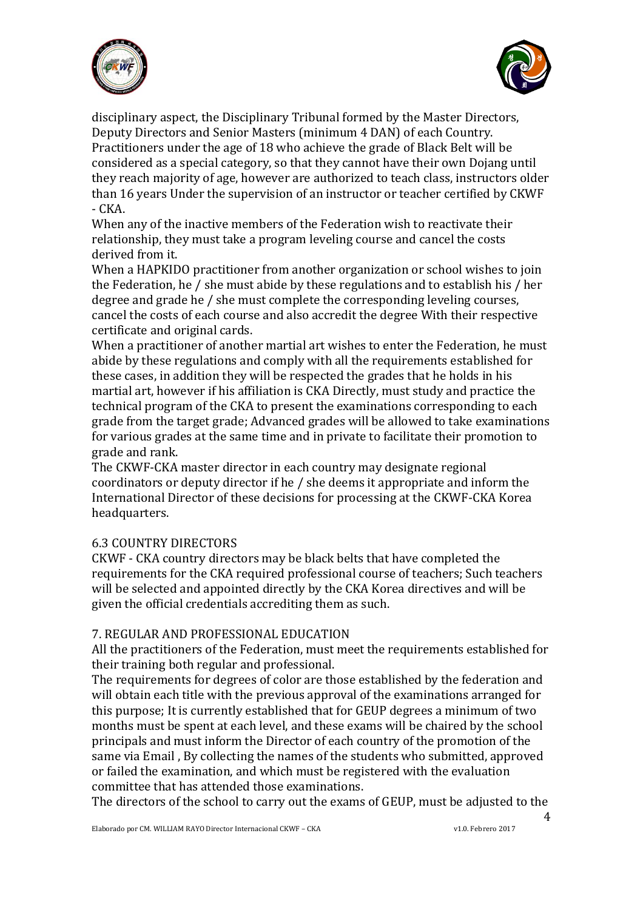disciplinary aspect, the Disciplinary Tribunal formed by the Master Directors, Deputy Directors and Senior Masters (minimum 4 DAN) of each Country.

Practitioners under the age of 18 who achieve the grade of Black Belt will be considered as a special category, so that they cannot have their own Dojang until they reach majority of age, however are authorized to teach class, instructors older than 16 years Under the supervision of an instructor or teacher certified by CKWF - CKA.

When any of the inactive members of the Federation wish to reactivate their relationship, they must take a program leveling course and cancel the costs derived from it.

When a HAPKIDO practitioner from another organization or school wishes to join the Federation, he / she must abide by these regulations and to establish his / her degree and grade he / she must complete the corresponding leveling courses, cancel the costs of each course and also accredit the degree With their respective certificate and original cards.

When a practitioner of another martial art wishes to enter the Federation, he must abide by these regulations and comply with all the requirements established for these cases, in addition they will be respected the grades that he holds in his martial art, however if his affiliation is CKA Directly, must study and practice the technical program of the CKA to present the examinations corresponding to each grade from the target grade; Advanced grades will be allowed to take examinations for various grades at the same time and in private to facilitate their promotion to grade and rank.

The CKWF-CKA master director in each country may designate regional coordinators or deputy director if he / she deems it appropriate and inform the International Director of these decisions for processing at the CKWF-CKA Korea headquarters.

## 6.3 COUNTRY DIRECTORS

CKWF - CKA country directors may be black belts that have completed the requirements for the CKA required professional course of teachers; Such teachers will be selected and appointed directly by the CKA Korea directives and will be given the official credentials accrediting them as such.

## 7. REGULAR AND PROFESSIONAL EDUCATION

All the practitioners of the Federation, must meet the requirements established for their training both regular and professional.

The requirements for degrees of color are those established by the federation and will obtain each title with the previous approval of the examinations arranged for this purpose; It is currently established that for GEUP degrees a minimum of two months must be spent at each level, and these exams will be chaired by the school principals and must inform the Director of each country of the promotion of the same via Email , By collecting the names of the students who submitted, approved or failed the examination, and which must be registered with the evaluation committee that has attended those examinations.

The directors of the school to carry out the exams of GEUP, must be adjusted to the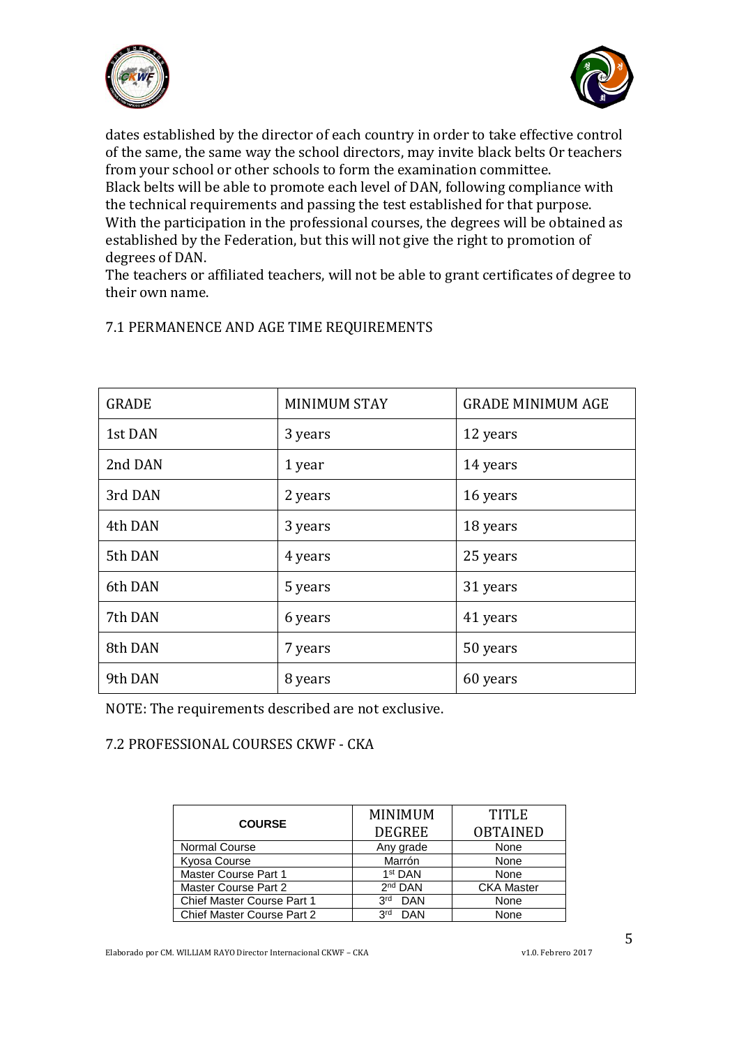dates established by the director of each country in order to take effective control of the same, the same way the school directors, may invite black belts Or teachers from your school or other schools to form the examination committee.
Black belts will be able to promote each level of DAN, following compliance with the technical requirements and passing the test established for that purpose.
With the participation in the professional courses, the degrees will be obtained as established by the Federation, but this will not give the right to promotion of degrees of DAN.
The teachers or affiliated teachers, will not be able to grant certificates of degree to their own name.

### 7.1 PERMANENCE AND AGE TIME REQUIREMENTS

| GRADE | MINIMUM STAY | GRADE MINIMUM AGE |
|---|---|---|
| 1st DAN | 3 years | 12 years |
| 2nd DAN | 1 year | 14 years |
| 3rd DAN | 2 years | 16 years |
| 4th DAN | 3 years | 18 years |
| 5th DAN | 4 years | 25 years |
| 6th DAN | 5 years | 31 years |
| 7th DAN | 6 years | 41 years |
| 8th DAN | 7 years | 50 years |
| 9th DAN | 8 years | 60 years |

NOTE: The requirements described are not exclusive.

### 7.2 PROFESSIONAL COURSES CKWF - CKA

| COURSE | MINIMUM DEGREE | TITLE OBTAINED |
|---|---|---|
| Normal Course | Any grade | None |
| Kyosa Course | Marrón | None |
| Master Course Part 1 | 1st DAN | None |
| Master Course Part 2 | 2nd DAN | CKA Master |
| Chief Master Course Part 1 | 3rd DAN | None |
| Chief Master Course Part 2 | 3rd DAN | None |

Elaborado por CM. WILLIAM RAYO Director Internacional CKWF – CKA v1.0. Febrero 2017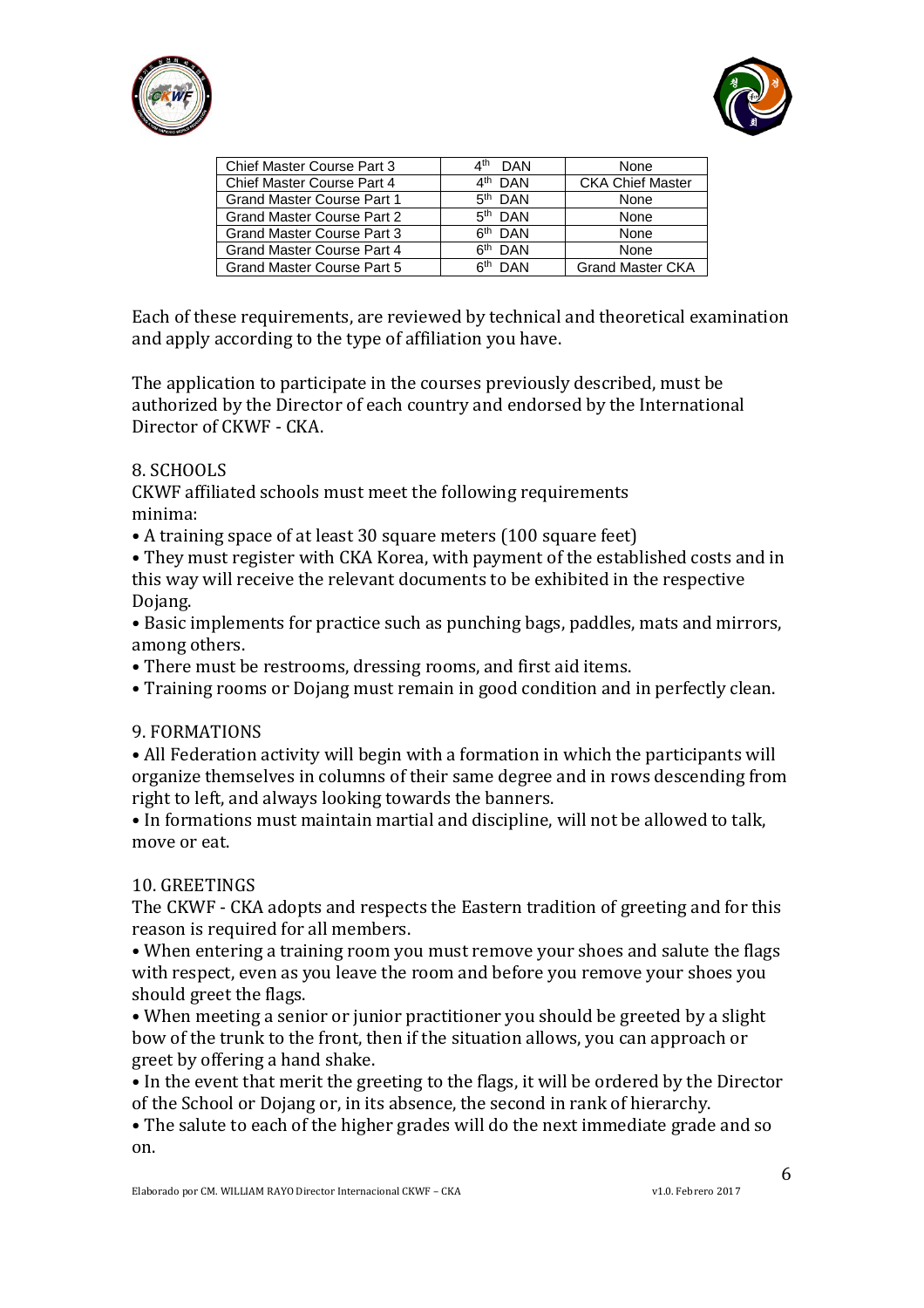| Chief Master Course Part 3 | 4th DAN | None |
|---|---|---|
| Chief Master Course Part 4 | 4th DAN | CKA Chief Master |
| Grand Master Course Part 1 | 5th DAN | None |
| Grand Master Course Part 2 | 5th DAN | None |
| Grand Master Course Part 3 | 6th DAN | None |
| Grand Master Course Part 4 | 6th DAN | None |
| Grand Master Course Part 5 | 6th DAN | Grand Master CKA |

Each of these requirements, are reviewed by technical and theoretical examination and apply according to the type of affiliation you have.

The application to participate in the courses previously described, must be authorized by the Director of each country and endorsed by the International Director of CKWF - CKA.

8. SCHOOLS

CKWF affiliated schools must meet the following requirements minima:

• A training space of at least 30 square meters (100 square feet)
• They must register with CKA Korea, with payment of the established costs and in this way will receive the relevant documents to be exhibited in the respective Dojang.
• Basic implements for practice such as punching bags, paddles, mats and mirrors, among others.
• There must be restrooms, dressing rooms, and first aid items.
• Training rooms or Dojang must remain in good condition and in perfectly clean.

9. FORMATIONS

• All Federation activity will begin with a formation in which the participants will organize themselves in columns of their same degree and in rows descending from right to left, and always looking towards the banners.
• In formations must maintain martial and discipline, will not be allowed to talk, move or eat.

10. GREETINGS

The CKWF - CKA adopts and respects the Eastern tradition of greeting and for this reason is required for all members.

• When entering a training room you must remove your shoes and salute the flags with respect, even as you leave the room and before you remove your shoes you should greet the flags.
• When meeting a senior or junior practitioner you should be greeted by a slight bow of the trunk to the front, then if the situation allows, you can approach or greet by offering a hand shake.
• In the event that merit the greeting to the flags, it will be ordered by the Director of the School or Dojang or, in its absence, the second in rank of hierarchy.
• The salute to each of the higher grades will do the next immediate grade and so on.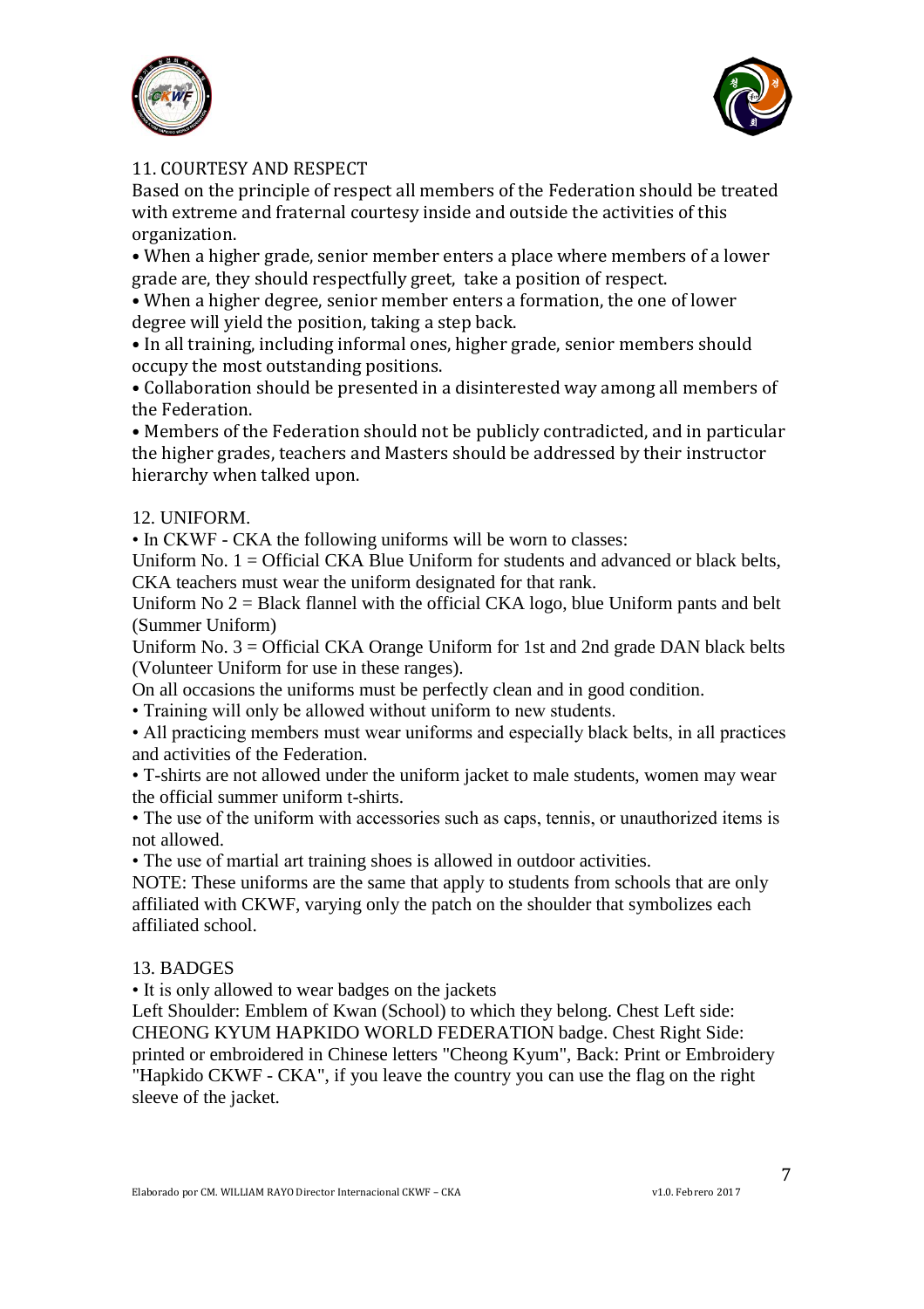## 11. COURTESY AND RESPECT

Based on the principle of respect all members of the Federation should be treated with extreme and fraternal courtesy inside and outside the activities of this organization.

- When a higher grade, senior member enters a place where members of a lower grade are, they should respectfully greet, take a position of respect.
- When a higher degree, senior member enters a formation, the one of lower degree will yield the position, taking a step back.
- In all training, including informal ones, higher grade, senior members should occupy the most outstanding positions.
- Collaboration should be presented in a disinterested way among all members of the Federation.
- Members of the Federation should not be publicly contradicted, and in particular the higher grades, teachers and Masters should be addressed by their instructor hierarchy when talked upon.

## 12. UNIFORM.

- In CKWF - CKA the following uniforms will be worn to classes:

Uniform No. 1 = Official CKA Blue Uniform for students and advanced or black belts, CKA teachers must wear the uniform designated for that rank.

Uniform No 2 = Black flannel with the official CKA logo, blue Uniform pants and belt (Summer Uniform)

Uniform No. 3 = Official CKA Orange Uniform for 1st and 2nd grade DAN black belts (Volunteer Uniform for use in these ranges).

On all occasions the uniforms must be perfectly clean and in good condition.

- Training will only be allowed without uniform to new students.
- All practicing members must wear uniforms and especially black belts, in all practices and activities of the Federation.
- T-shirts are not allowed under the uniform jacket to male students, women may wear the official summer uniform t-shirts.
- The use of the uniform with accessories such as caps, tennis, or unauthorized items is not allowed.
- The use of martial art training shoes is allowed in outdoor activities.

NOTE: These uniforms are the same that apply to students from schools that are only affiliated with CKWF, varying only the patch on the shoulder that symbolizes each affiliated school.

## 13. BADGES

- It is only allowed to wear badges on the jackets

Left Shoulder: Emblem of Kwan (School) to which they belong. Chest Left side: CHEONG KYUM HAPKIDO WORLD FEDERATION badge. Chest Right Side: printed or embroidered in Chinese letters "Cheong Kyum", Back: Print or Embroidery "Hapkido CKWF - CKA", if you leave the country you can use the flag on the right sleeve of the jacket.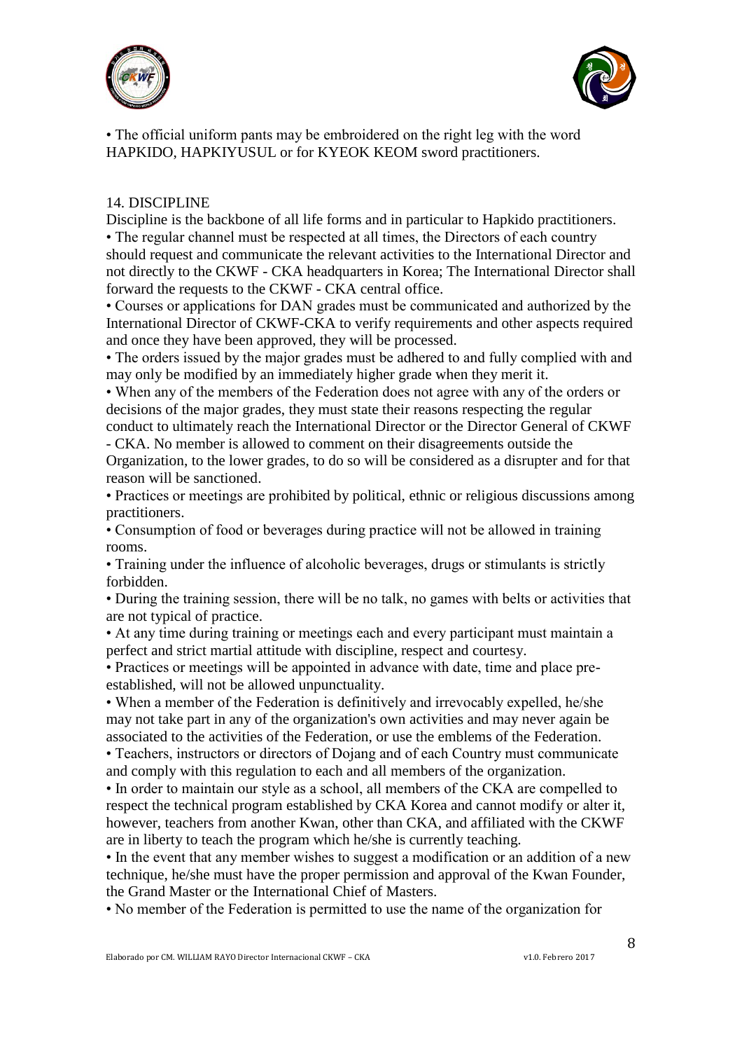• The official uniform pants may be embroidered on the right leg with the word HAPKIDO, HAPKIYUSUL or for KYEOK KEOM sword practitioners.

## 14. DISCIPLINE

Discipline is the backbone of all life forms and in particular to Hapkido practitioners.

• The regular channel must be respected at all times, the Directors of each country should request and communicate the relevant activities to the International Director and not directly to the CKWF - CKA headquarters in Korea; The International Director shall forward the requests to the CKWF - CKA central office.

• Courses or applications for DAN grades must be communicated and authorized by the International Director of CKWF-CKA to verify requirements and other aspects required and once they have been approved, they will be processed.

• The orders issued by the major grades must be adhered to and fully complied with and may only be modified by an immediately higher grade when they merit it.

• When any of the members of the Federation does not agree with any of the orders or decisions of the major grades, they must state their reasons respecting the regular conduct to ultimately reach the International Director or the Director General of CKWF - CKA. No member is allowed to comment on their disagreements outside the Organization, to the lower grades, to do so will be considered as a disrupter and for that reason will be sanctioned.

• Practices or meetings are prohibited by political, ethnic or religious discussions among practitioners.

• Consumption of food or beverages during practice will not be allowed in training rooms.

• Training under the influence of alcoholic beverages, drugs or stimulants is strictly forbidden.

• During the training session, there will be no talk, no games with belts or activities that are not typical of practice.

• At any time during training or meetings each and every participant must maintain a perfect and strict martial attitude with discipline, respect and courtesy.

• Practices or meetings will be appointed in advance with date, time and place pre-established, will not be allowed unpunctuality.

• When a member of the Federation is definitively and irrevocably expelled, he/she may not take part in any of the organization's own activities and may never again be associated to the activities of the Federation, or use the emblems of the Federation.

• Teachers, instructors or directors of Dojang and of each Country must communicate and comply with this regulation to each and all members of the organization.

• In order to maintain our style as a school, all members of the CKA are compelled to respect the technical program established by CKA Korea and cannot modify or alter it, however, teachers from another Kwan, other than CKA, and affiliated with the CKWF are in liberty to teach the program which he/she is currently teaching.

• In the event that any member wishes to suggest a modification or an addition of a new technique, he/she must have the proper permission and approval of the Kwan Founder, the Grand Master or the International Chief of Masters.

• No member of the Federation is permitted to use the name of the organization for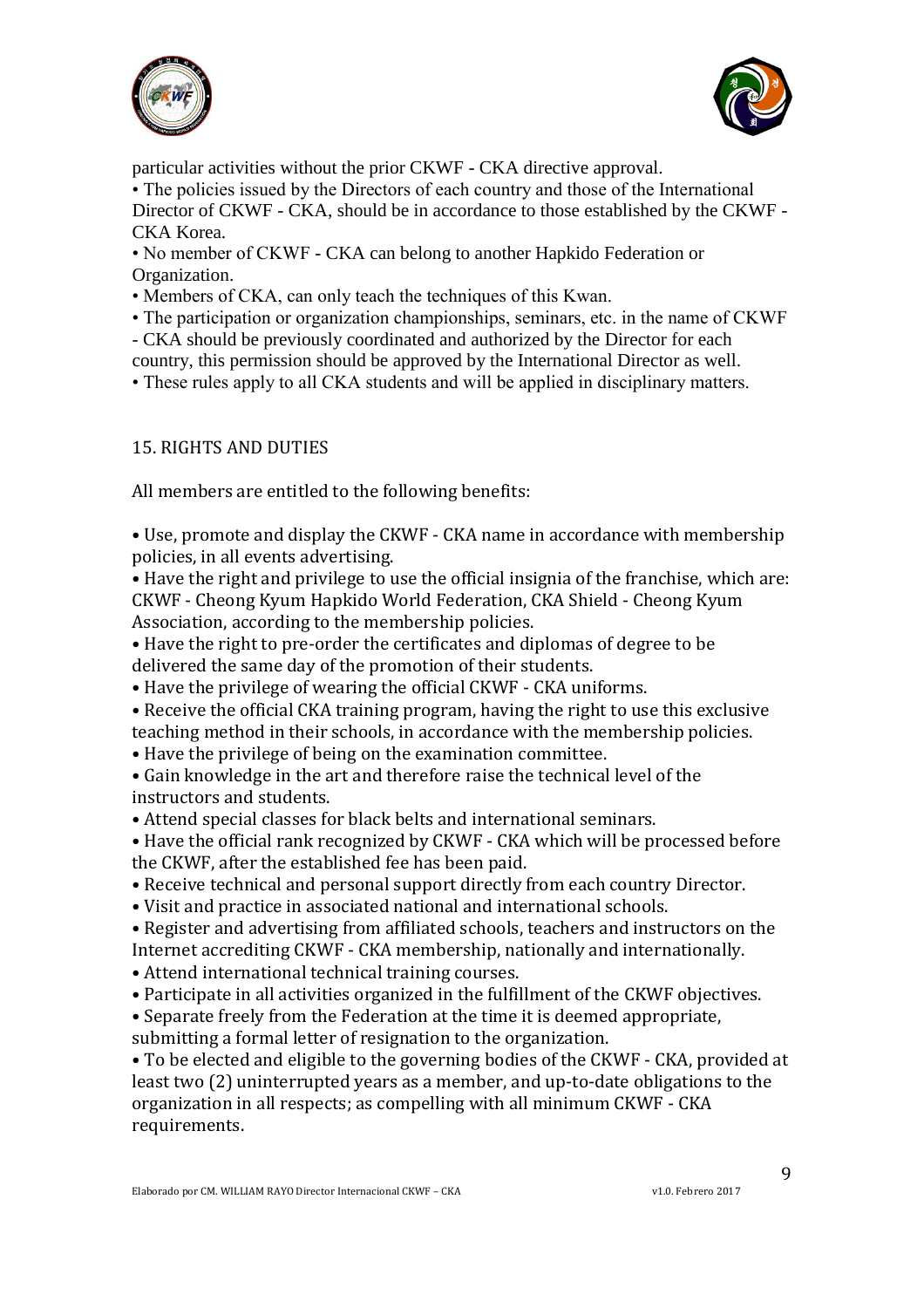particular activities without the prior CKWF - CKA directive approval.

- The policies issued by the Directors of each country and those of the International Director of CKWF - CKA, should be in accordance to those established by the CKWF - CKA Korea.
- No member of CKWF - CKA can belong to another Hapkido Federation or Organization.
- Members of CKA, can only teach the techniques of this Kwan.
- The participation or organization championships, seminars, etc. in the name of CKWF - CKA should be previously coordinated and authorized by the Director for each country, this permission should be approved by the International Director as well.
- These rules apply to all CKA students and will be applied in disciplinary matters.

## 15. RIGHTS AND DUTIES

All members are entitled to the following benefits:

- Use, promote and display the CKWF - CKA name in accordance with membership policies, in all events advertising.
- Have the right and privilege to use the official insignia of the franchise, which are: CKWF - Cheong Kyum Hapkido World Federation, CKA Shield - Cheong Kyum Association, according to the membership policies.
- Have the right to pre-order the certificates and diplomas of degree to be delivered the same day of the promotion of their students.
- Have the privilege of wearing the official CKWF - CKA uniforms.
- Receive the official CKA training program, having the right to use this exclusive teaching method in their schools, in accordance with the membership policies.
- Have the privilege of being on the examination committee.
- Gain knowledge in the art and therefore raise the technical level of the instructors and students.
- Attend special classes for black belts and international seminars.
- Have the official rank recognized by CKWF - CKA which will be processed before the CKWF, after the established fee has been paid.
- Receive technical and personal support directly from each country Director.
- Visit and practice in associated national and international schools.
- Register and advertising from affiliated schools, teachers and instructors on the Internet accrediting CKWF - CKA membership, nationally and internationally.
- Attend international technical training courses.
- Participate in all activities organized in the fulfillment of the CKWF objectives.
- Separate freely from the Federation at the time it is deemed appropriate, submitting a formal letter of resignation to the organization.
- To be elected and eligible to the governing bodies of the CKWF - CKA, provided at least two (2) uninterrupted years as a member, and up-to-date obligations to the organization in all respects; as compelling with all minimum CKWF - CKA requirements.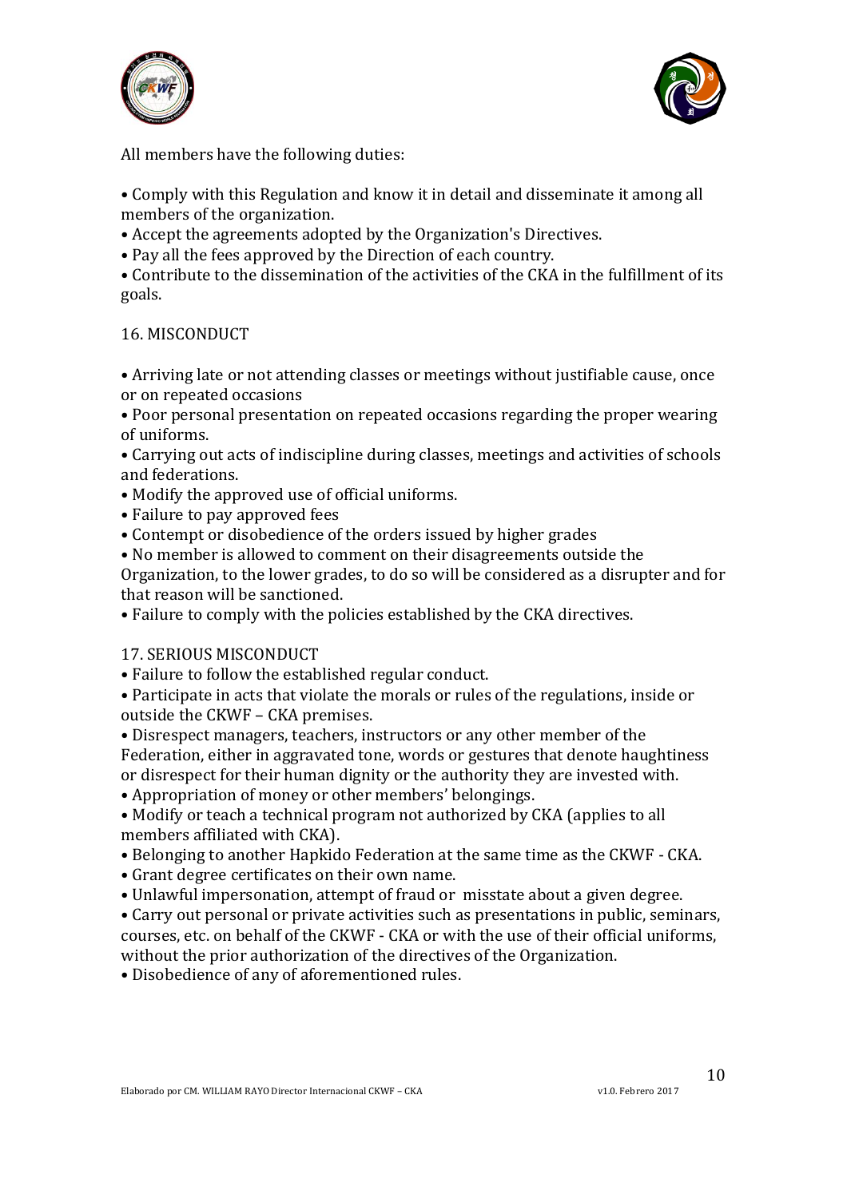All members have the following duties:

- Comply with this Regulation and know it in detail and disseminate it among all members of the organization.
- Accept the agreements adopted by the Organization's Directives.
- Pay all the fees approved by the Direction of each country.
- Contribute to the dissemination of the activities of the CKA in the fulfillment of its goals.

## 16. MISCONDUCT

- Arriving late or not attending classes or meetings without justifiable cause, once or on repeated occasions
- Poor personal presentation on repeated occasions regarding the proper wearing of uniforms.
- Carrying out acts of indiscipline during classes, meetings and activities of schools and federations.
- Modify the approved use of official uniforms.
- Failure to pay approved fees
- Contempt or disobedience of the orders issued by higher grades
- No member is allowed to comment on their disagreements outside the Organization, to the lower grades, to do so will be considered as a disrupter and for that reason will be sanctioned.
- Failure to comply with the policies established by the CKA directives.

## 17. SERIOUS MISCONDUCT

- Failure to follow the established regular conduct.
- Participate in acts that violate the morals or rules of the regulations, inside or outside the CKWF – CKA premises.
- Disrespect managers, teachers, instructors or any other member of the Federation, either in aggravated tone, words or gestures that denote haughtiness or disrespect for their human dignity or the authority they are invested with.
- Appropriation of money or other members' belongings.
- Modify or teach a technical program not authorized by CKA (applies to all members affiliated with CKA).
- Belonging to another Hapkido Federation at the same time as the CKWF - CKA.
- Grant degree certificates on their own name.
- Unlawful impersonation, attempt of fraud or misstate about a given degree.
- Carry out personal or private activities such as presentations in public, seminars, courses, etc. on behalf of the CKWF - CKA or with the use of their official uniforms, without the prior authorization of the directives of the Organization.
- Disobedience of any of aforementioned rules.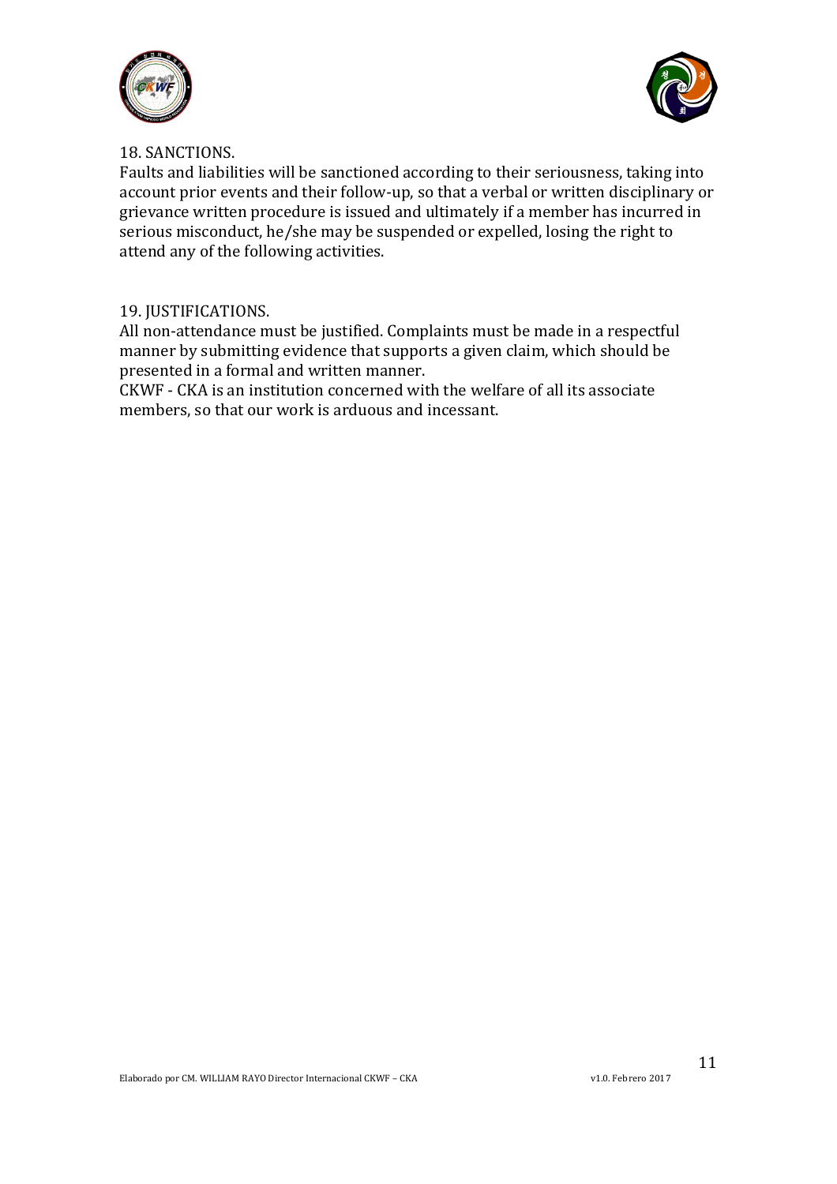## 18. SANCTIONS.

Faults and liabilities will be sanctioned according to their seriousness, taking into account prior events and their follow-up, so that a verbal or written disciplinary or grievance written procedure is issued and ultimately if a member has incurred in serious misconduct, he/she may be suspended or expelled, losing the right to attend any of the following activities.

## 19. JUSTIFICATIONS.

All non-attendance must be justified. Complaints must be made in a respectful manner by submitting evidence that supports a given claim, which should be presented in a formal and written manner.

CKWF - CKA is an institution concerned with the welfare of all its associate members, so that our work is arduous and incessant.